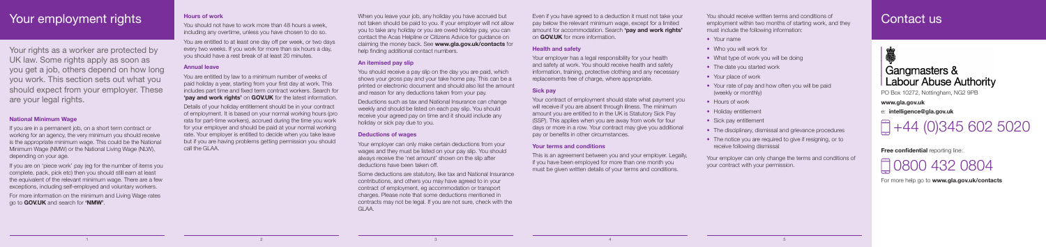# Your employment rights

Your rights as a worker are protected by UK law. Some rights apply as soon as you get a job, others depend on how long you work. This section sets out what you should expect from your employer. These are your legal rights.

### National Minimum Wage

If you are in a permanent job, on a short term contract or working for an agency, the very minimum you should receive is the appropriate minimum wage. This could be the National Minimum Wage (NMW) or the National Living Wage (NLW), depending on your age.

If you are on 'piece work' pay (eg for the number of items you complete, pack, pick etc) then you should still earn at least the equivalent of the relevant minimum wage. There are a few exceptions, including self-employed and voluntary workers.

For more information on the minimum and Living Wage rates go to **GOV.UK** and search for **'NMW'**.

### Hours of work

You should not have to work more than 48 hours a week, including any overtime, unless you have chosen to do so.

You are entitled to at least one day off per week, or two days every two weeks. If you work for more than six hours a day, you should have a rest break of at least 20 minutes.

### Annual leave

You are entitled by law to a minimum number of weeks of paid holiday a year, starting from your first day at work. This includes part time and fixed term contract workers. Search for **'pay and work rights'** on **GOV.UK** for the latest information.

Details of your holiday entitlement should be in your contract of employment. It is based on your normal working hours (pro rata for part-time workers), accrued during the time you work for your employer and should be paid at your normal working rate. Your employer is entitled to decide when you take leave but if you are having problems getting permission you should call the GLAA.

When you leave your job, any holiday you have accrued but not taken should be paid to you. If your employer will not allow you to take any holiday or you are owed holiday pay, you can contact the Acas Helpline or Citizens Advice for guidance on claiming the money back. See **www.gla.gov.uk/contacts** for help finding additional contact numbers.

### An itemised pay slip

You should receive a pay slip on the day you are paid, which shows your gross pay and your take home pay. This can be a printed or electronic document and should also list the amount and reason for any deductions taken from your pay.

Deductions such as tax and National Insurance can change weekly and should be listed on each pay slip. You should receive your agreed pay on time and it should include any holiday or sick pay due to you.

### Deductions of wages

Your employer can only make certain deductions from your wages and they must be listed on your pay slip. You should always receive the 'net amount' shown on the slip after deductions have been taken off.

Some deductions are statutory, like tax and National Insurance contributions, and others you may have agreed to in your contract of employment, eg accommodation or transport charges. Please note that some deductions mentioned in contracts may not be legal. If you are not sure, check with the GLAA.

Even if you have agreed to a deduction it must not take your pay below the relevant minimum wage, except for a limited amount for accommodation. Search **'pay and work rights'** on **GOV.UK** for more information.

### Health and safety

Your employer has a legal responsibility for your health and safety at work. You should receive health and safety information, training, protective clothing and any necessary replacements free of charge, where appropriate.

### Sick pay

Your contract of employment should state what payment you will receive if you are absent through illness. The minimum amount you are entitled to in the UK is Statutory Sick Pay (SSP). This applies when you are away from work for four days or more in a row. Your contract may give you additional pay or benefits in other circumstances.

### Your terms and conditions

This is an agreement between you and your employer. Legally, if you have been employed for more than one month you must be given written details of your terms and conditions.

You should receive written terms and conditions of employment within two months of starting work, and they must include the following information:

- Your name
- Who you will work for
- What type of work you will be doing
- The date you started work
- Your place of work
- Your rate of pay and how often you will be paid (weekly or monthly)
- Hours of work
- Holiday entitlement
- Sick pay entitlement
- The disciplinary, dismissal and grievance procedures
- The notice you are required to give if resigning, or to receive following dismissal

Your employer can only change the terms and conditions of your contract with your permission.

# Contact us

## Gangmasters & Labour Abuse Authority

PO Box 10272, Nottingham, NG2 9PB

**www.gla.gov.uk**

e: **intelligence@gla.gov.uk**

+44 (0)345 602 5020

**Free confidential** reporting line:

0800 432 0804

For more help go to **www.gla.gov.uk/contacts**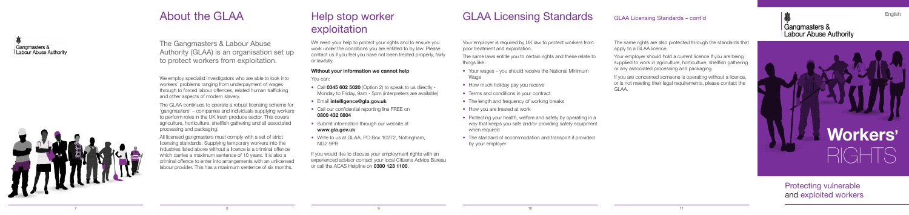# About the GLAA

Gangmasters & Labour Abuse Authority

The Gangmasters & Labour Abuse Authority (GLAA) is an organisation set up to protect workers from exploitation.

We employ specialist investigators who are able to look into workers' problems ranging from underpayment of wages through to forced labour offences, related human trafficking and other aspects of modern slavery.

The GLAA continues to operate a robust licensing scheme for 'gangmasters' – companies and individuals supplying workers to perform roles in the UK fresh produce sector. This covers agriculture, horticulture, shellfish gathering and all associated processing and packaging.

All licensed gangmasters must comply with a set of strict licensing standards. Supplying temporary workers into the industries listed above without a licence is a criminal offence which carries a maximum sentence of 10 years. It is also a criminal offence to enter into arrangements with an unlicensed labour provider. This has a maximum sentence of six months.

# Help stop worker exploitation

We need your help to protect your rights and to ensure you work under the conditions you are entitled to by law. Please contact us if you feel you have not been treated properly, fairly or lawfully.

**Without your information we cannot help**

You can:

- Call **0345 602 5020** (Option 2) to speak to us directly - Monday to Friday, 9am - 5pm (interpreters are available)
- Email **intelligence@gla.gov.uk**
- Call our confidential reporting line FREE on **0800 432 0804**
- Submit information through our website at **www.gla.gov.uk**
- Write to us at GLAA, PO Box 10272, Nottingham, NG2 9PB

If you would like to discuss your employment rights with an experienced advisor contact your local Citizens Advice Bureau or call the ACAS Helpline on **0300 123 1100**.

# GLAA Licensing Standards

Your employer is required by UK law to protect workers from poor treatment and exploitation.

The same laws entitle you to certain rights and these relate to things like:

- Your wages – you should receive the National Minimum Wage
- How much holiday pay you receive
- Terms and conditions in your contract
- The length and frequency of working breaks
- How you are treated at work
- Protecting your health, welfare and safety by operating in a way that keeps you safe and/or providing safety equipment when required
- The standard of accommodation and transport if provided by your employer

## GLAA Licensing Standards – cont'd

The same rights are also protected through the standards that apply to a GLAA licence.

Your employer should hold a current licence if you are being supplied to work in agriculture, horticulture, shellfish gathering or any associated processing and packaging.

If you are concerned someone is operating without a licence, or is not meeting their legal requirements, please contact the GLAA.

English

Gangmasters & Labour Abuse Authority

# Workers' RIGHTS

Protecting vulnerable and exploited workers